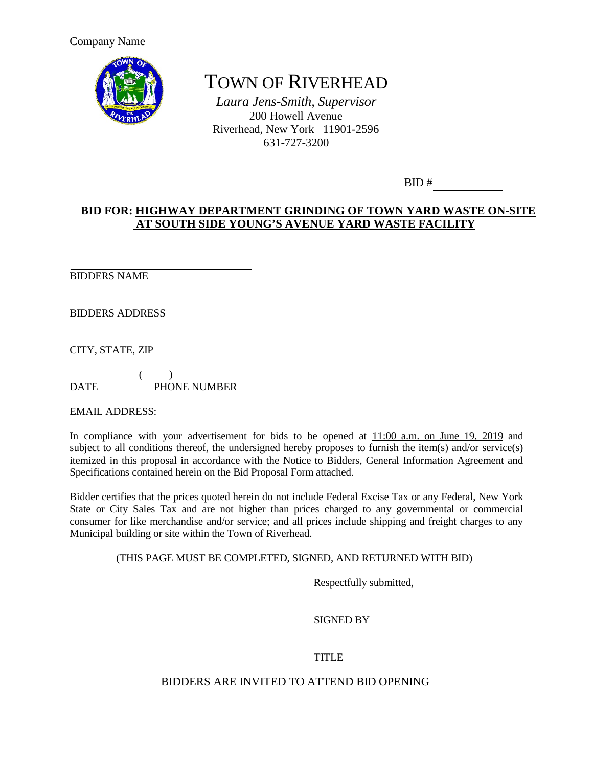Company Name\_\_\_\_\_\_\_\_\_\_\_\_\_\_\_\_\_\_\_\_\_\_\_\_\_\_\_\_\_\_\_\_\_\_\_\_\_\_\_\_

# TOWN OF RIVERHEAD

*Laura Jens-Smith, Supervisor*
200 Howell Avenue
Riverhead, New York 11901-2596
631-727-3200

---

BID # \_\_\_\_\_\_\_\_\_\_\_\_

**BID FOR: HIGHWAY DEPARTMENT GRINDING OF TOWN YARD WASTE ON-SITE AT SOUTH SIDE YOUNG'S AVENUE YARD WASTE FACILITY**

\_\_\_\_\_\_\_\_\_\_\_\_\_\_\_\_\_\_\_\_\_\_\_\_\_\_\_\_\_\_\_\_
BIDDERS NAME

\_\_\_\_\_\_\_\_\_\_\_\_\_\_\_\_\_\_\_\_\_\_\_\_\_\_\_\_\_\_\_\_
BIDDERS ADDRESS

\_\_\_\_\_\_\_\_\_\_\_\_\_\_\_\_\_\_\_\_\_\_\_\_\_\_\_\_\_\_\_\_
CITY, STATE, ZIP

\_\_\_\_\_\_\_\_\_\_ (\_\_\_\_\_)\_\_\_\_\_\_\_\_\_\_\_\_\_\_
DATE PHONE NUMBER

EMAIL ADDRESS: \_\_\_\_\_\_\_\_\_\_\_\_\_\_\_\_\_\_\_\_\_\_\_\_\_\_\_\_

In compliance with your advertisement for bids to be opened at 11:00 a.m. on June 19, 2019 and subject to all conditions thereof, the undersigned hereby proposes to furnish the item(s) and/or service(s) itemized in this proposal in accordance with the Notice to Bidders, General Information Agreement and Specifications contained herein on the Bid Proposal Form attached.

Bidder certifies that the prices quoted herein do not include Federal Excise Tax or any Federal, New York State or City Sales Tax and are not higher than prices charged to any governmental or commercial consumer for like merchandise and/or service; and all prices include shipping and freight charges to any Municipal building or site within the Town of Riverhead.

(THIS PAGE MUST BE COMPLETED, SIGNED, AND RETURNED WITH BID)

Respectfully submitted,

\_\_\_\_\_\_\_\_\_\_\_\_\_\_\_\_\_\_\_\_\_\_\_\_\_\_\_\_\_\_\_\_
SIGNED BY

\_\_\_\_\_\_\_\_\_\_\_\_\_\_\_\_\_\_\_\_\_\_\_\_\_\_\_\_\_\_\_\_
TITLE

BIDDERS ARE INVITED TO ATTEND BID OPENING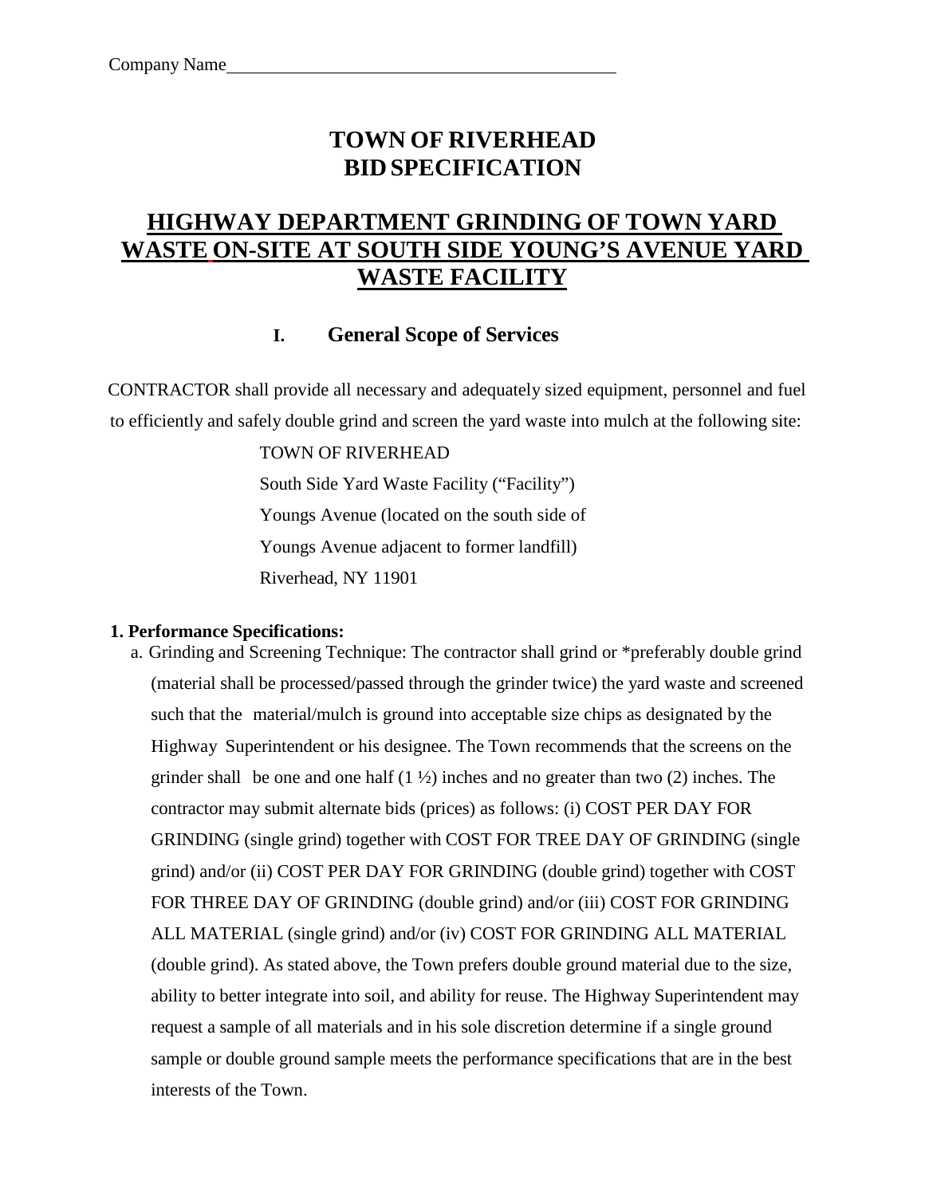Company Name____________________________________________

# TOWN OF RIVERHEAD
# BID SPECIFICATION

## HIGHWAY DEPARTMENT GRINDING OF TOWN YARD WASTE ON-SITE AT SOUTH SIDE YOUNG'S AVENUE YARD WASTE FACILITY

### I. General Scope of Services

CONTRACTOR shall provide all necessary and adequately sized equipment, personnel and fuel to efficiently and safely double grind and screen the yard waste into mulch at the following site:

TOWN OF RIVERHEAD
South Side Yard Waste Facility ("Facility")
Youngs Avenue (located on the south side of
Youngs Avenue adjacent to former landfill)
Riverhead, NY 11901

**1. Performance Specifications:**

a. Grinding and Screening Technique: The contractor shall grind or *preferably double grind (material shall be processed/passed through the grinder twice) the yard waste and screened such that the material/mulch is ground into acceptable size chips as designated by the Highway Superintendent or his designee. The Town recommends that the screens on the grinder shall be one and one half (1 ½) inches and no greater than two (2) inches. The contractor may submit alternate bids (prices) as follows: (i) COST PER DAY FOR GRINDING (single grind) together with COST FOR TREE DAY OF GRINDING (single grind) and/or (ii) COST PER DAY FOR GRINDING (double grind) together with COST FOR THREE DAY OF GRINDING (double grind) and/or (iii) COST FOR GRINDING ALL MATERIAL (single grind) and/or (iv) COST FOR GRINDING ALL MATERIAL (double grind). As stated above, the Town prefers double ground material due to the size, ability to better integrate into soil, and ability for reuse. The Highway Superintendent may request a sample of all materials and in his sole discretion determine if a single ground sample or double ground sample meets the performance specifications that are in the best interests of the Town.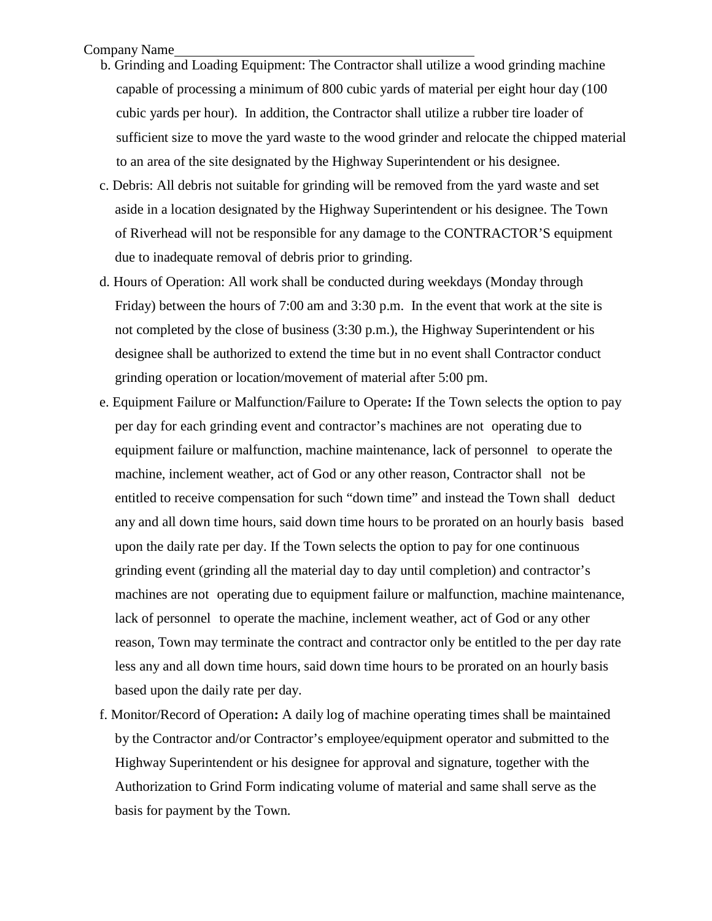Company Name\_\_\_\_\_\_\_\_\_\_\_\_\_\_\_\_\_\_\_\_\_\_\_\_\_\_\_\_\_\_\_\_\_\_\_\_\_\_\_\_\_\_\_\_

b. Grinding and Loading Equipment: The Contractor shall utilize a wood grinding machine capable of processing a minimum of 800 cubic yards of material per eight hour day (100 cubic yards per hour). In addition, the Contractor shall utilize a rubber tire loader of sufficient size to move the yard waste to the wood grinder and relocate the chipped material to an area of the site designated by the Highway Superintendent or his designee.

c. Debris: All debris not suitable for grinding will be removed from the yard waste and set aside in a location designated by the Highway Superintendent or his designee. The Town of Riverhead will not be responsible for any damage to the CONTRACTOR'S equipment due to inadequate removal of debris prior to grinding.

d. Hours of Operation: All work shall be conducted during weekdays (Monday through Friday) between the hours of 7:00 am and 3:30 p.m. In the event that work at the site is not completed by the close of business (3:30 p.m.), the Highway Superintendent or his designee shall be authorized to extend the time but in no event shall Contractor conduct grinding operation or location/movement of material after 5:00 pm.

e. Equipment Failure or Malfunction/Failure to Operate**:** If the Town selects the option to pay per day for each grinding event and contractor's machines are not operating due to equipment failure or malfunction, machine maintenance, lack of personnel to operate the machine, inclement weather, act of God or any other reason, Contractor shall not be entitled to receive compensation for such "down time" and instead the Town shall deduct any and all down time hours, said down time hours to be prorated on an hourly basis based upon the daily rate per day. If the Town selects the option to pay for one continuous grinding event (grinding all the material day to day until completion) and contractor's machines are not operating due to equipment failure or malfunction, machine maintenance, lack of personnel to operate the machine, inclement weather, act of God or any other reason, Town may terminate the contract and contractor only be entitled to the per day rate less any and all down time hours, said down time hours to be prorated on an hourly basis based upon the daily rate per day.

f. Monitor/Record of Operation**:** A daily log of machine operating times shall be maintained by the Contractor and/or Contractor's employee/equipment operator and submitted to the Highway Superintendent or his designee for approval and signature, together with the Authorization to Grind Form indicating volume of material and same shall serve as the basis for payment by the Town.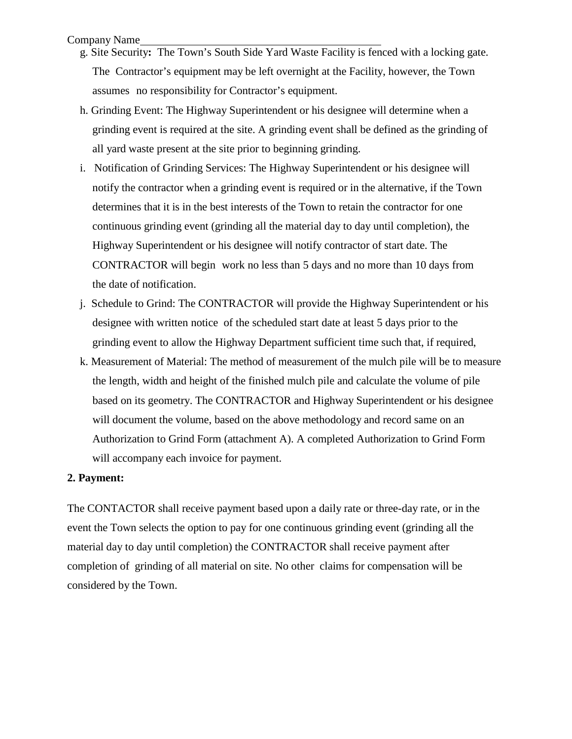Company Name\_\_\_\_\_\_\_\_\_\_\_\_\_\_\_\_\_\_\_\_\_\_\_\_\_\_\_\_\_\_\_\_\_\_\_\_\_\_\_\_\_\_\_\_

g. Site Security**:** The Town's South Side Yard Waste Facility is fenced with a locking gate. The Contractor's equipment may be left overnight at the Facility, however, the Town assumes no responsibility for Contractor's equipment.

h. Grinding Event: The Highway Superintendent or his designee will determine when a grinding event is required at the site. A grinding event shall be defined as the grinding of all yard waste present at the site prior to beginning grinding.

i. Notification of Grinding Services: The Highway Superintendent or his designee will notify the contractor when a grinding event is required or in the alternative, if the Town determines that it is in the best interests of the Town to retain the contractor for one continuous grinding event (grinding all the material day to day until completion), the Highway Superintendent or his designee will notify contractor of start date. The CONTRACTOR will begin work no less than 5 days and no more than 10 days from the date of notification.

j. Schedule to Grind: The CONTRACTOR will provide the Highway Superintendent or his designee with written notice of the scheduled start date at least 5 days prior to the grinding event to allow the Highway Department sufficient time such that, if required,

k. Measurement of Material: The method of measurement of the mulch pile will be to measure the length, width and height of the finished mulch pile and calculate the volume of pile based on its geometry. The CONTRACTOR and Highway Superintendent or his designee will document the volume, based on the above methodology and record same on an Authorization to Grind Form (attachment A). A completed Authorization to Grind Form will accompany each invoice for payment.

**2. Payment:**

The CONTACTOR shall receive payment based upon a daily rate or three-day rate, or in the event the Town selects the option to pay for one continuous grinding event (grinding all the material day to day until completion) the CONTRACTOR shall receive payment after completion of grinding of all material on site. No other claims for compensation will be considered by the Town.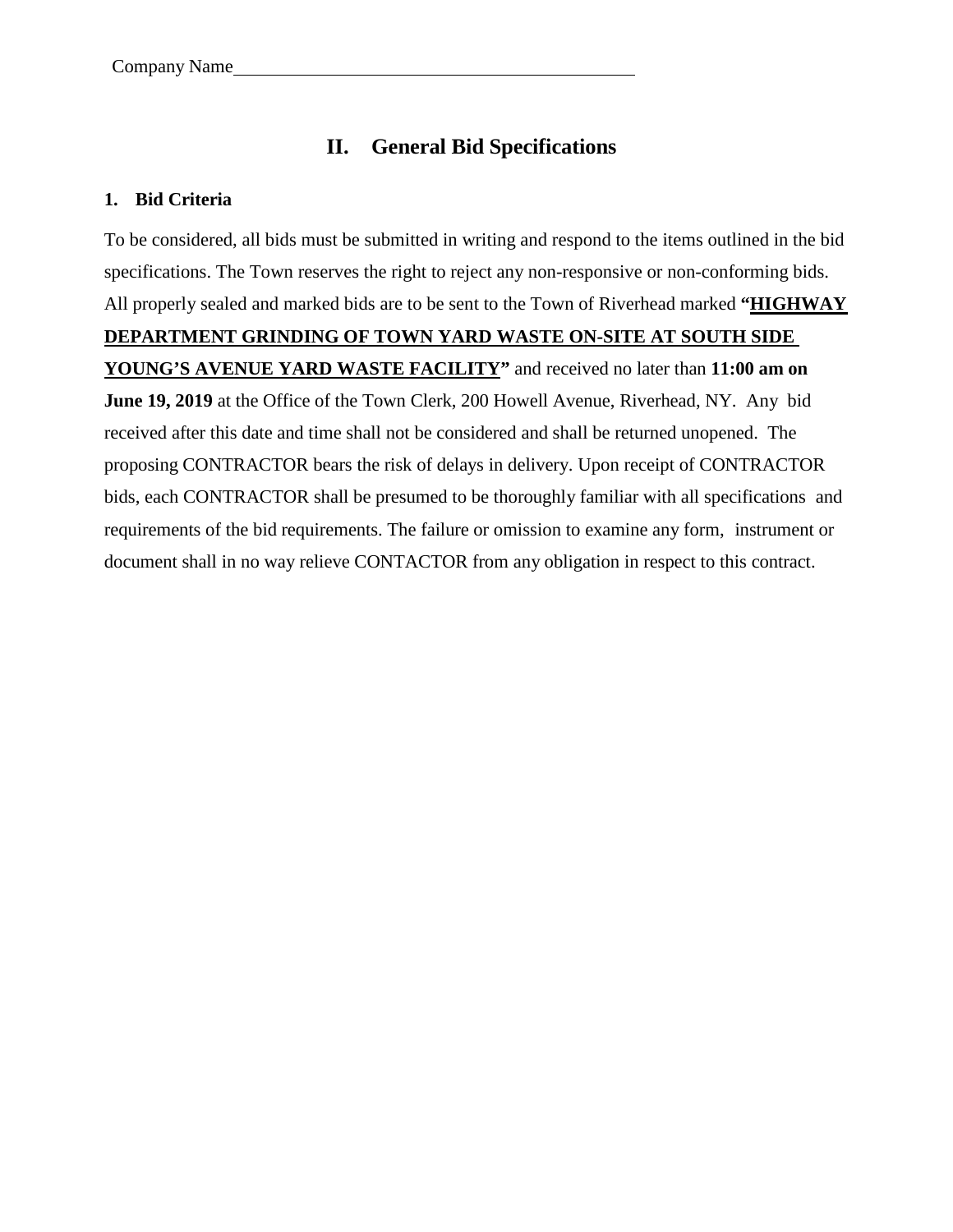Company Name______________________________________________

## II. General Bid Specifications

### 1. Bid Criteria

To be considered, all bids must be submitted in writing and respond to the items outlined in the bid specifications. The Town reserves the right to reject any non-responsive or non-conforming bids. All properly sealed and marked bids are to be sent to the Town of Riverhead marked **"HIGHWAY DEPARTMENT GRINDING OF TOWN YARD WASTE ON-SITE AT SOUTH SIDE YOUNG'S AVENUE YARD WASTE FACILITY"** and received no later than **11:00 am on June 19, 2019** at the Office of the Town Clerk, 200 Howell Avenue, Riverhead, NY. Any bid received after this date and time shall not be considered and shall be returned unopened. The proposing CONTRACTOR bears the risk of delays in delivery. Upon receipt of CONTRACTOR bids, each CONTRACTOR shall be presumed to be thoroughly familiar with all specifications and requirements of the bid requirements. The failure or omission to examine any form, instrument or document shall in no way relieve CONTACTOR from any obligation in respect to this contract.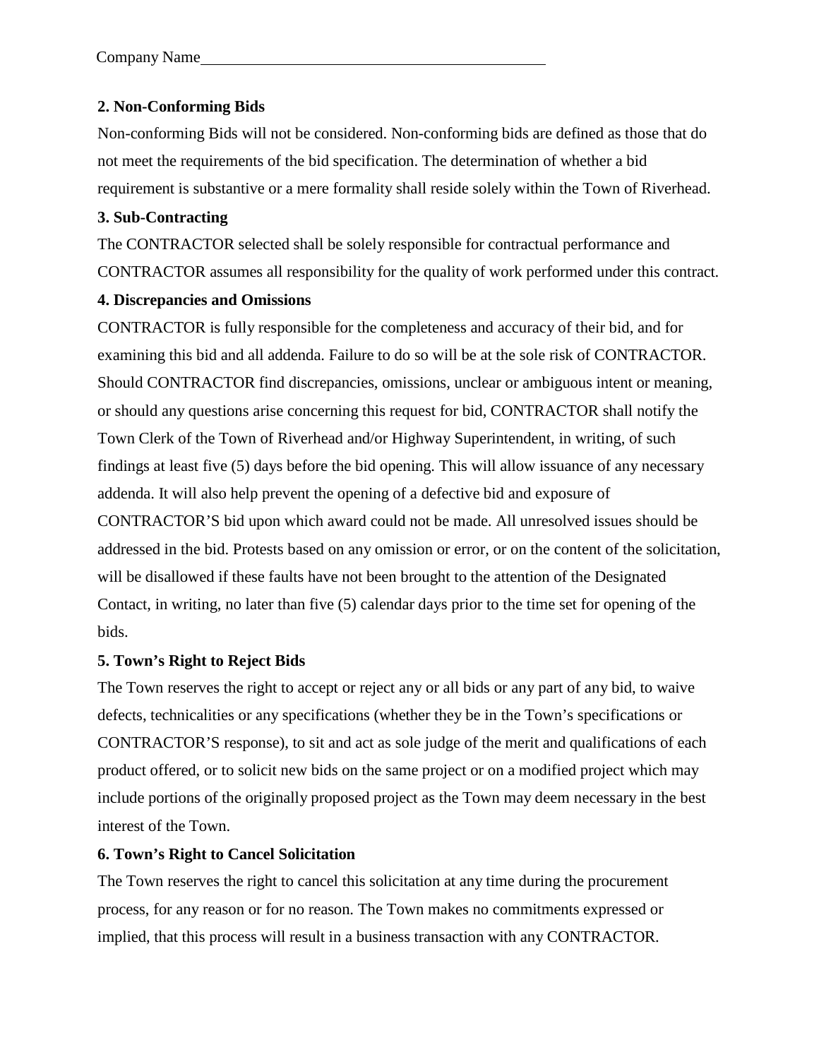Company Name_______________________________________________

**2. Non-Conforming Bids**

Non-conforming Bids will not be considered. Non-conforming bids are defined as those that do not meet the requirements of the bid specification. The determination of whether a bid requirement is substantive or a mere formality shall reside solely within the Town of Riverhead.

**3. Sub-Contracting**

The CONTRACTOR selected shall be solely responsible for contractual performance and CONTRACTOR assumes all responsibility for the quality of work performed under this contract.

**4. Discrepancies and Omissions**

CONTRACTOR is fully responsible for the completeness and accuracy of their bid, and for examining this bid and all addenda. Failure to do so will be at the sole risk of CONTRACTOR. Should CONTRACTOR find discrepancies, omissions, unclear or ambiguous intent or meaning, or should any questions arise concerning this request for bid, CONTRACTOR shall notify the Town Clerk of the Town of Riverhead and/or Highway Superintendent, in writing, of such findings at least five (5) days before the bid opening. This will allow issuance of any necessary addenda. It will also help prevent the opening of a defective bid and exposure of CONTRACTOR'S bid upon which award could not be made. All unresolved issues should be addressed in the bid. Protests based on any omission or error, or on the content of the solicitation, will be disallowed if these faults have not been brought to the attention of the Designated Contact, in writing, no later than five (5) calendar days prior to the time set for opening of the bids.

**5. Town's Right to Reject Bids**

The Town reserves the right to accept or reject any or all bids or any part of any bid, to waive defects, technicalities or any specifications (whether they be in the Town's specifications or CONTRACTOR'S response), to sit and act as sole judge of the merit and qualifications of each product offered, or to solicit new bids on the same project or on a modified project which may include portions of the originally proposed project as the Town may deem necessary in the best interest of the Town.

**6. Town's Right to Cancel Solicitation**

The Town reserves the right to cancel this solicitation at any time during the procurement process, for any reason or for no reason. The Town makes no commitments expressed or implied, that this process will result in a business transaction with any CONTRACTOR.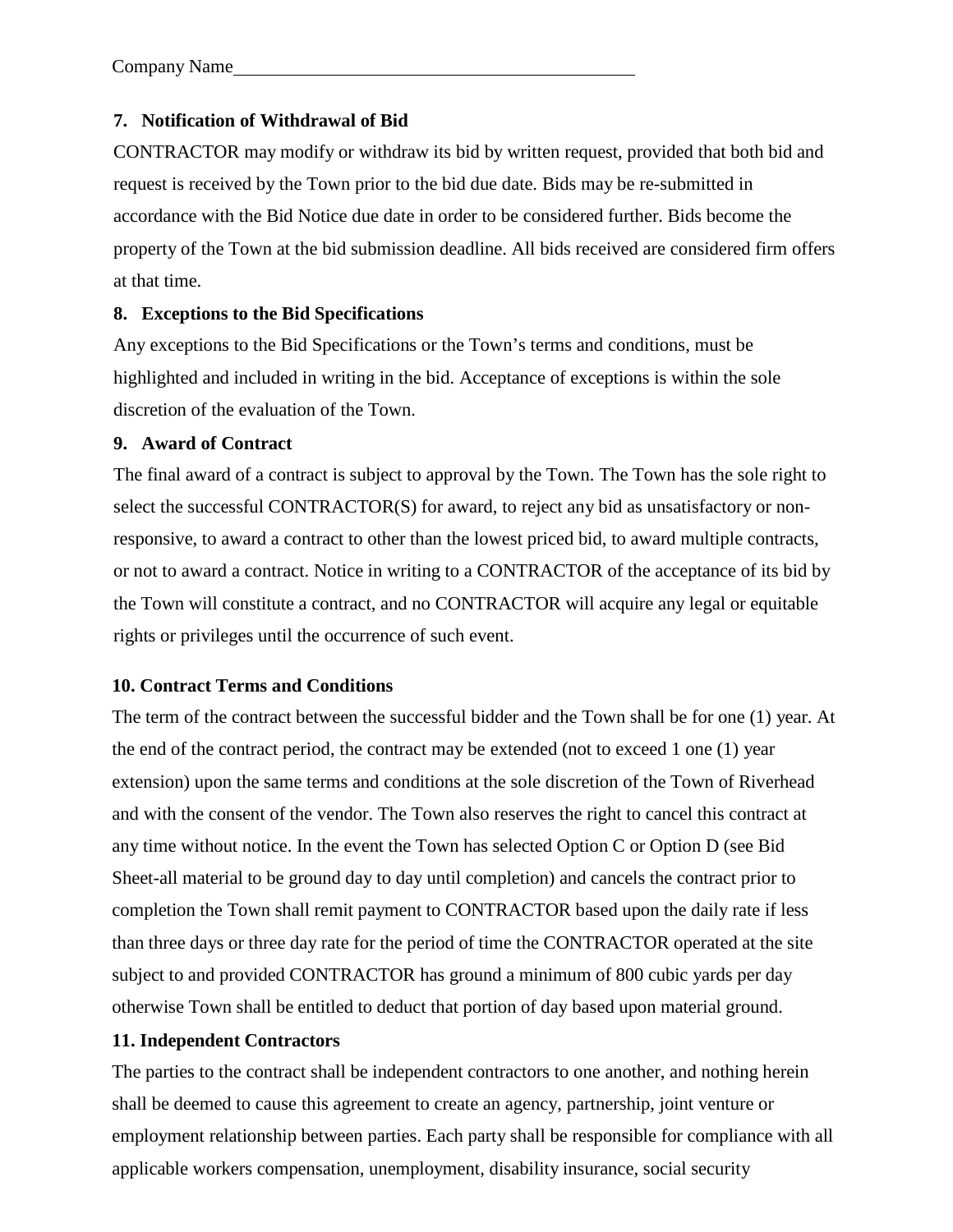Company Name\_\_\_\_\_\_\_\_\_\_\_\_\_\_\_\_\_\_\_\_\_\_\_\_\_\_\_\_\_\_\_\_\_\_\_\_\_\_\_\_\_\_\_\_

**7. Notification of Withdrawal of Bid**

CONTRACTOR may modify or withdraw its bid by written request, provided that both bid and request is received by the Town prior to the bid due date. Bids may be re-submitted in accordance with the Bid Notice due date in order to be considered further. Bids become the property of the Town at the bid submission deadline. All bids received are considered firm offers at that time.

**8. Exceptions to the Bid Specifications**

Any exceptions to the Bid Specifications or the Town's terms and conditions, must be highlighted and included in writing in the bid. Acceptance of exceptions is within the sole discretion of the evaluation of the Town.

**9. Award of Contract**

The final award of a contract is subject to approval by the Town. The Town has the sole right to select the successful CONTRACTOR(S) for award, to reject any bid as unsatisfactory or non-responsive, to award a contract to other than the lowest priced bid, to award multiple contracts, or not to award a contract. Notice in writing to a CONTRACTOR of the acceptance of its bid by the Town will constitute a contract, and no CONTRACTOR will acquire any legal or equitable rights or privileges until the occurrence of such event.

**10. Contract Terms and Conditions**

The term of the contract between the successful bidder and the Town shall be for one (1) year. At the end of the contract period, the contract may be extended (not to exceed 1 one (1) year extension) upon the same terms and conditions at the sole discretion of the Town of Riverhead and with the consent of the vendor. The Town also reserves the right to cancel this contract at any time without notice. In the event the Town has selected Option C or Option D (see Bid Sheet-all material to be ground day to day until completion) and cancels the contract prior to completion the Town shall remit payment to CONTRACTOR based upon the daily rate if less than three days or three day rate for the period of time the CONTRACTOR operated at the site subject to and provided CONTRACTOR has ground a minimum of 800 cubic yards per day otherwise Town shall be entitled to deduct that portion of day based upon material ground.

**11. Independent Contractors**

The parties to the contract shall be independent contractors to one another, and nothing herein shall be deemed to cause this agreement to create an agency, partnership, joint venture or employment relationship between parties. Each party shall be responsible for compliance with all applicable workers compensation, unemployment, disability insurance, social security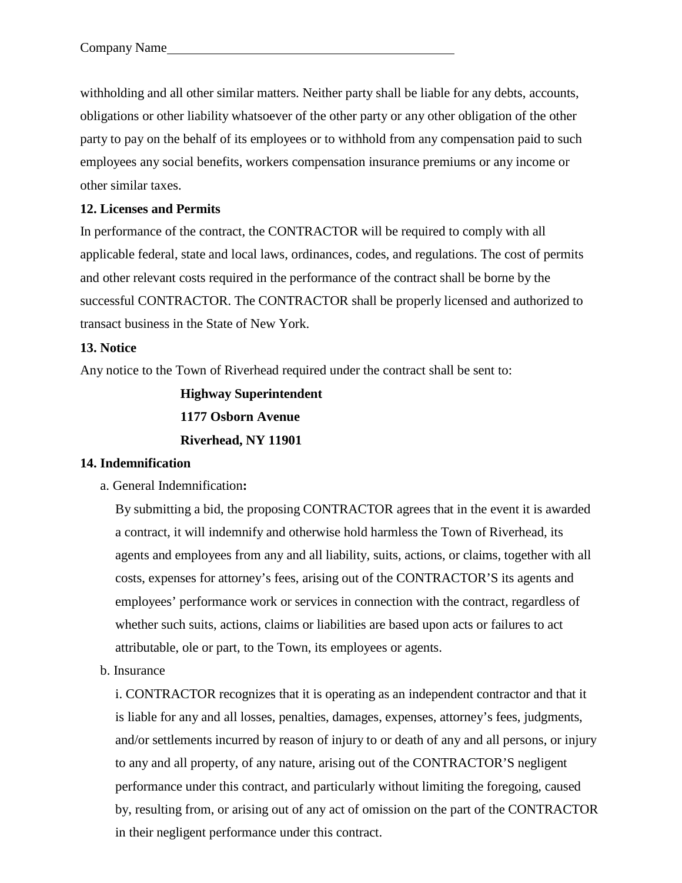withholding and all other similar matters. Neither party shall be liable for any debts, accounts, obligations or other liability whatsoever of the other party or any other obligation of the other party to pay on the behalf of its employees or to withhold from any compensation paid to such employees any social benefits, workers compensation insurance premiums or any income or other similar taxes.

**12. Licenses and Permits**

In performance of the contract, the CONTRACTOR will be required to comply with all applicable federal, state and local laws, ordinances, codes, and regulations. The cost of permits and other relevant costs required in the performance of the contract shall be borne by the successful CONTRACTOR. The CONTRACTOR shall be properly licensed and authorized to transact business in the State of New York.

**13. Notice**

Any notice to the Town of Riverhead required under the contract shall be sent to:

**Highway Superintendent**
**1177 Osborn Avenue**
**Riverhead, NY 11901**

**14. Indemnification**

a. General Indemnification**:**

By submitting a bid, the proposing CONTRACTOR agrees that in the event it is awarded a contract, it will indemnify and otherwise hold harmless the Town of Riverhead, its agents and employees from any and all liability, suits, actions, or claims, together with all costs, expenses for attorney's fees, arising out of the CONTRACTOR'S its agents and employees' performance work or services in connection with the contract, regardless of whether such suits, actions, claims or liabilities are based upon acts or failures to act attributable, ole or part, to the Town, its employees or agents.

b. Insurance

i. CONTRACTOR recognizes that it is operating as an independent contractor and that it is liable for any and all losses, penalties, damages, expenses, attorney's fees, judgments, and/or settlements incurred by reason of injury to or death of any and all persons, or injury to any and all property, of any nature, arising out of the CONTRACTOR'S negligent performance under this contract, and particularly without limiting the foregoing, caused by, resulting from, or arising out of any act of omission on the part of the CONTRACTOR in their negligent performance under this contract.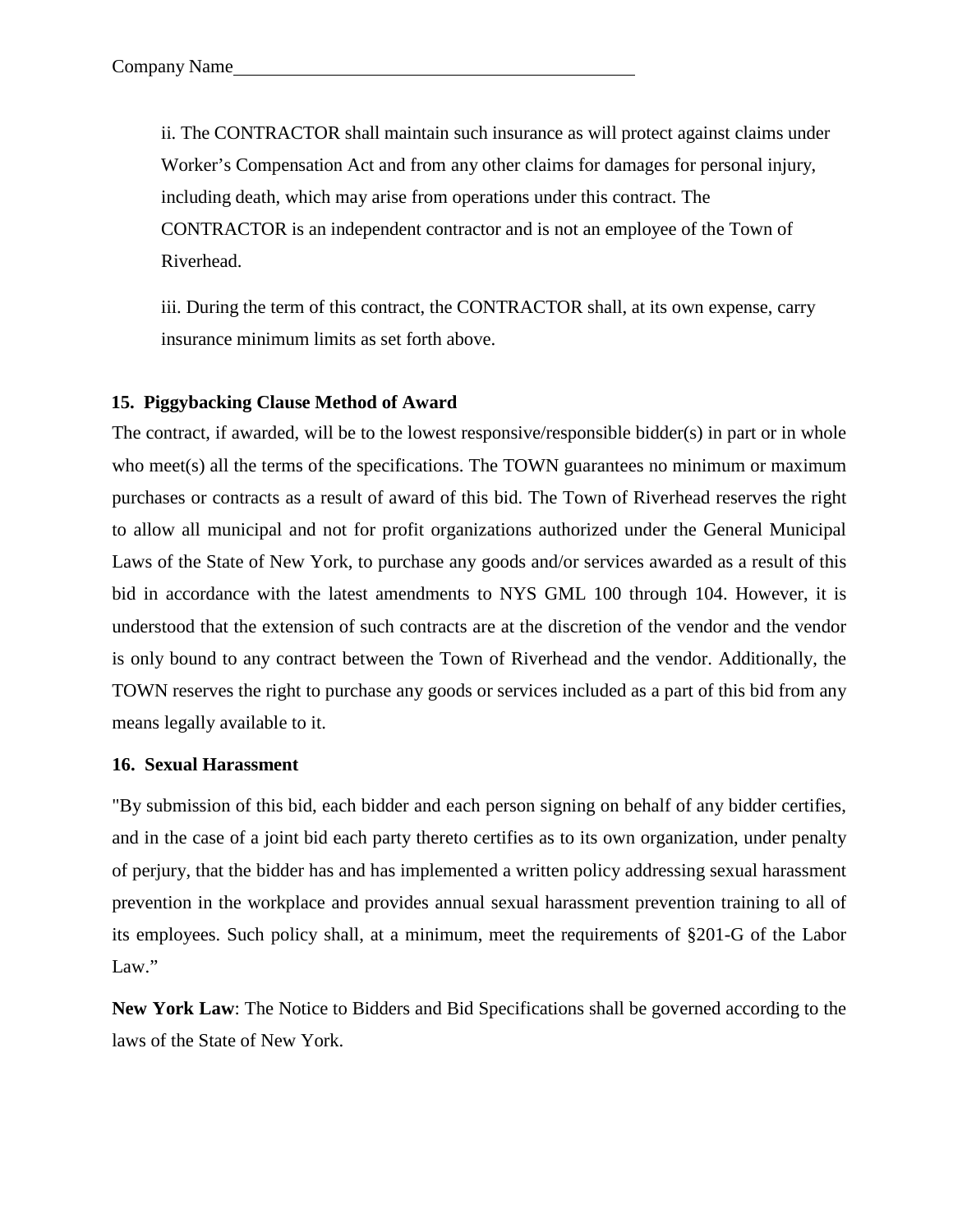Company Name______________________________________________

ii. The CONTRACTOR shall maintain such insurance as will protect against claims under Worker's Compensation Act and from any other claims for damages for personal injury, including death, which may arise from operations under this contract. The CONTRACTOR is an independent contractor and is not an employee of the Town of Riverhead.

iii. During the term of this contract, the CONTRACTOR shall, at its own expense, carry insurance minimum limits as set forth above.

**15. Piggybacking Clause Method of Award**

The contract, if awarded, will be to the lowest responsive/responsible bidder(s) in part or in whole who meet(s) all the terms of the specifications. The TOWN guarantees no minimum or maximum purchases or contracts as a result of award of this bid. The Town of Riverhead reserves the right to allow all municipal and not for profit organizations authorized under the General Municipal Laws of the State of New York, to purchase any goods and/or services awarded as a result of this bid in accordance with the latest amendments to NYS GML 100 through 104. However, it is understood that the extension of such contracts are at the discretion of the vendor and the vendor is only bound to any contract between the Town of Riverhead and the vendor. Additionally, the TOWN reserves the right to purchase any goods or services included as a part of this bid from any means legally available to it.

**16. Sexual Harassment**

"By submission of this bid, each bidder and each person signing on behalf of any bidder certifies, and in the case of a joint bid each party thereto certifies as to its own organization, under penalty of perjury, that the bidder has and has implemented a written policy addressing sexual harassment prevention in the workplace and provides annual sexual harassment prevention training to all of its employees. Such policy shall, at a minimum, meet the requirements of §201-G of the Labor Law."

**New York Law**: The Notice to Bidders and Bid Specifications shall be governed according to the laws of the State of New York.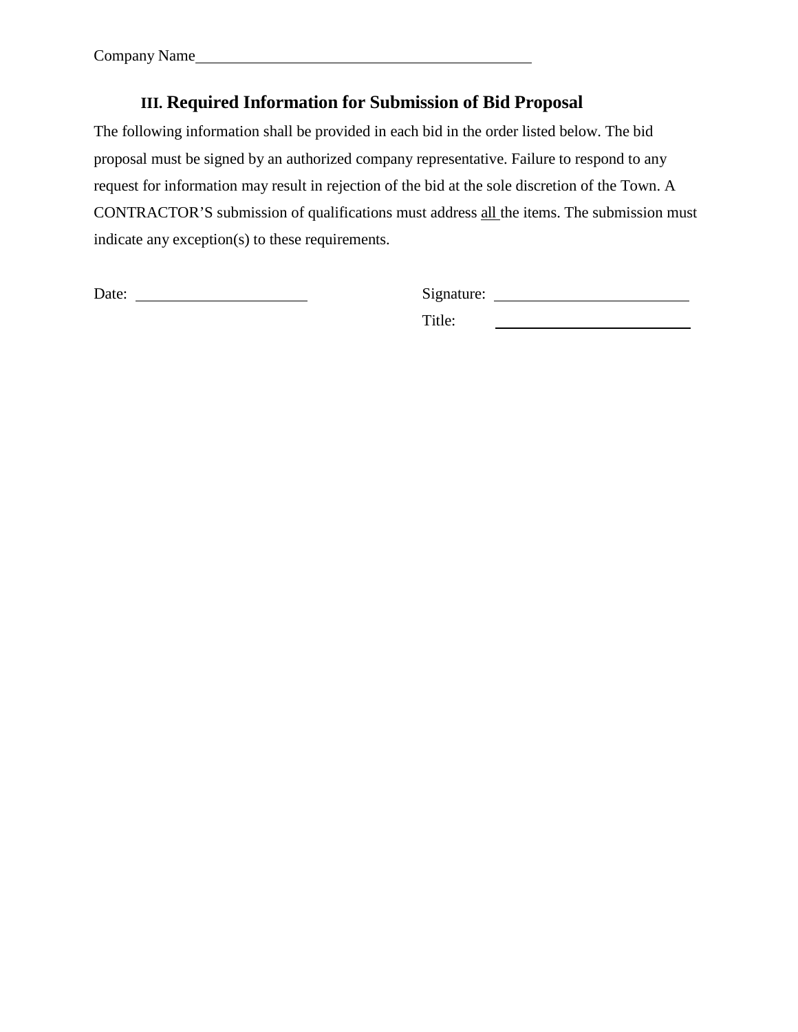Company Name\_\_\_\_\_\_\_\_\_\_\_\_\_\_\_\_\_\_\_\_\_\_\_\_\_\_\_\_\_\_\_\_\_\_\_\_\_\_\_\_

## III. Required Information for Submission of Bid Proposal

The following information shall be provided in each bid in the order listed below. The bid proposal must be signed by an authorized company representative. Failure to respond to any request for information may result in rejection of the bid at the sole discretion of the Town. A CONTRACTOR'S submission of qualifications must address <u>all</u> the items. The submission must indicate any exception(s) to these requirements.

Date: \_\_\_\_\_\_\_\_\_\_\_\_\_\_\_\_\_\_\_\_\_\_

Signature: \_\_\_\_\_\_\_\_\_\_\_\_\_\_\_\_\_\_\_\_\_\_\_\_\_

Title: \_\_\_\_\_\_\_\_\_\_\_\_\_\_\_\_\_\_\_\_\_\_\_\_\_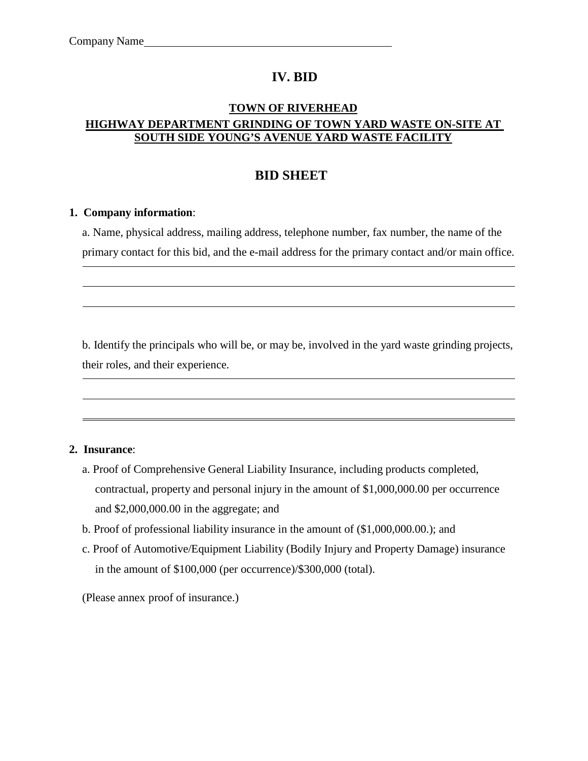Company Name\_\_\_\_\_\_\_\_\_\_\_\_\_\_\_\_\_\_\_\_\_\_\_\_\_\_\_\_\_\_\_\_\_\_\_\_\_\_\_\_

# IV. BID

**TOWN OF RIVERHEAD**

**HIGHWAY DEPARTMENT GRINDING OF TOWN YARD WASTE ON-SITE AT SOUTH SIDE YOUNG'S AVENUE YARD WASTE FACILITY**

## BID SHEET

**1. Company information**:

a. Name, physical address, mailing address, telephone number, fax number, the name of the primary contact for this bid, and the e-mail address for the primary contact and/or main office.

\_\_\_\_\_\_\_\_\_\_\_\_\_\_\_\_\_\_\_\_\_\_\_\_\_\_\_\_\_\_\_\_\_\_\_\_\_\_\_\_\_\_\_\_\_\_\_\_\_\_\_\_\_\_\_\_\_\_\_\_\_\_\_\_\_\_\_\_\_\_

\_\_\_\_\_\_\_\_\_\_\_\_\_\_\_\_\_\_\_\_\_\_\_\_\_\_\_\_\_\_\_\_\_\_\_\_\_\_\_\_\_\_\_\_\_\_\_\_\_\_\_\_\_\_\_\_\_\_\_\_\_\_\_\_\_\_\_\_\_\_

\_\_\_\_\_\_\_\_\_\_\_\_\_\_\_\_\_\_\_\_\_\_\_\_\_\_\_\_\_\_\_\_\_\_\_\_\_\_\_\_\_\_\_\_\_\_\_\_\_\_\_\_\_\_\_\_\_\_\_\_\_\_\_\_\_\_\_\_\_\_

b. Identify the principals who will be, or may be, involved in the yard waste grinding projects, their roles, and their experience.

\_\_\_\_\_\_\_\_\_\_\_\_\_\_\_\_\_\_\_\_\_\_\_\_\_\_\_\_\_\_\_\_\_\_\_\_\_\_\_\_\_\_\_\_\_\_\_\_\_\_\_\_\_\_\_\_\_\_\_\_\_\_\_\_\_\_\_\_\_\_

\_\_\_\_\_\_\_\_\_\_\_\_\_\_\_\_\_\_\_\_\_\_\_\_\_\_\_\_\_\_\_\_\_\_\_\_\_\_\_\_\_\_\_\_\_\_\_\_\_\_\_\_\_\_\_\_\_\_\_\_\_\_\_\_\_\_\_\_\_\_

\_\_\_\_\_\_\_\_\_\_\_\_\_\_\_\_\_\_\_\_\_\_\_\_\_\_\_\_\_\_\_\_\_\_\_\_\_\_\_\_\_\_\_\_\_\_\_\_\_\_\_\_\_\_\_\_\_\_\_\_\_\_\_\_\_\_\_\_\_\_

**2. Insurance**:

a. Proof of Comprehensive General Liability Insurance, including products completed, contractual, property and personal injury in the amount of $1,000,000.00 per occurrence and $2,000,000.00 in the aggregate; and

b. Proof of professional liability insurance in the amount of ($1,000,000.00.); and

c. Proof of Automotive/Equipment Liability (Bodily Injury and Property Damage) insurance in the amount of $100,000 (per occurrence)/$300,000 (total).

(Please annex proof of insurance.)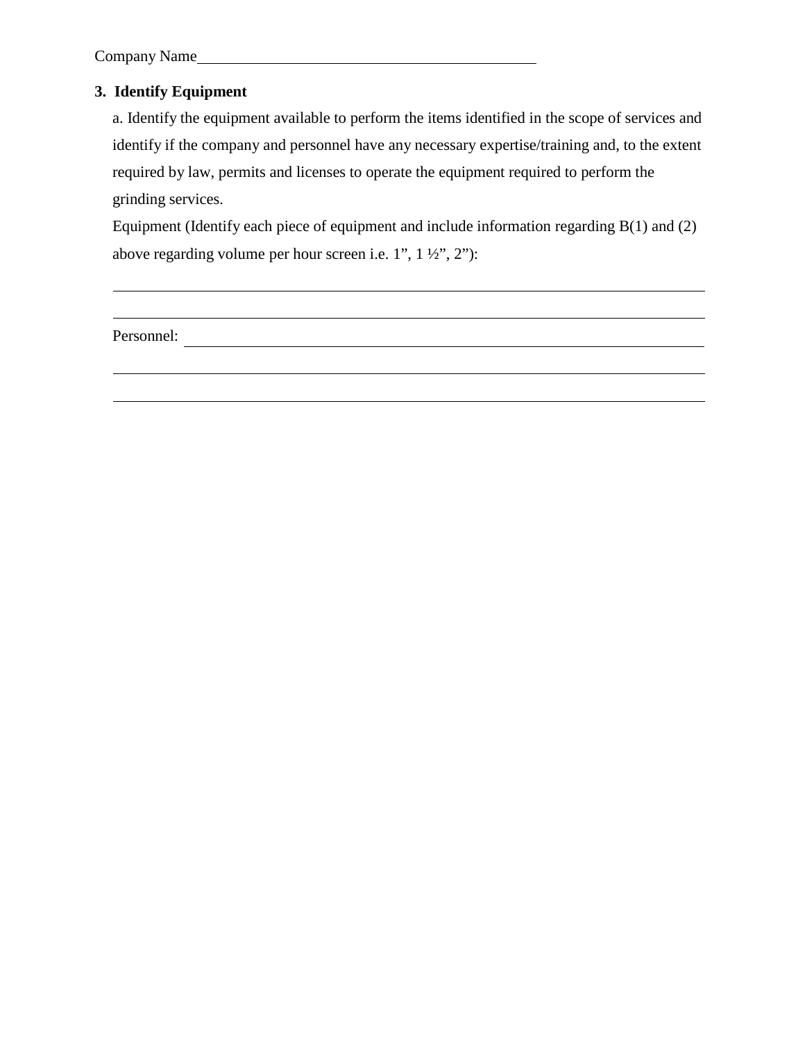Company Name\_\_\_\_\_\_\_\_\_\_\_\_\_\_\_\_\_\_\_\_\_\_\_\_\_\_\_\_\_\_\_\_\_\_\_\_\_\_\_\_

**3. Identify Equipment**

a. Identify the equipment available to perform the items identified in the scope of services and identify if the company and personnel have any necessary expertise/training and, to the extent required by law, permits and licenses to operate the equipment required to perform the grinding services.

Equipment (Identify each piece of equipment and include information regarding B(1) and (2) above regarding volume per hour screen i.e. 1", 1 ½", 2"):

\_\_\_\_\_\_\_\_\_\_\_\_\_\_\_\_\_\_\_\_\_\_\_\_\_\_\_\_\_\_\_\_\_\_\_\_\_\_\_\_\_\_\_\_\_\_\_\_\_\_\_\_\_\_\_\_\_\_\_\_\_\_\_\_\_\_\_\_\_\_

\_\_\_\_\_\_\_\_\_\_\_\_\_\_\_\_\_\_\_\_\_\_\_\_\_\_\_\_\_\_\_\_\_\_\_\_\_\_\_\_\_\_\_\_\_\_\_\_\_\_\_\_\_\_\_\_\_\_\_\_\_\_\_\_\_\_\_\_\_\_

Personnel: \_\_\_\_\_\_\_\_\_\_\_\_\_\_\_\_\_\_\_\_\_\_\_\_\_\_\_\_\_\_\_\_\_\_\_\_\_\_\_\_\_\_\_\_\_\_\_\_\_\_\_\_\_\_\_\_\_\_\_\_\_\_

\_\_\_\_\_\_\_\_\_\_\_\_\_\_\_\_\_\_\_\_\_\_\_\_\_\_\_\_\_\_\_\_\_\_\_\_\_\_\_\_\_\_\_\_\_\_\_\_\_\_\_\_\_\_\_\_\_\_\_\_\_\_\_\_\_\_\_\_\_\_

\_\_\_\_\_\_\_\_\_\_\_\_\_\_\_\_\_\_\_\_\_\_\_\_\_\_\_\_\_\_\_\_\_\_\_\_\_\_\_\_\_\_\_\_\_\_\_\_\_\_\_\_\_\_\_\_\_\_\_\_\_\_\_\_\_\_\_\_\_\_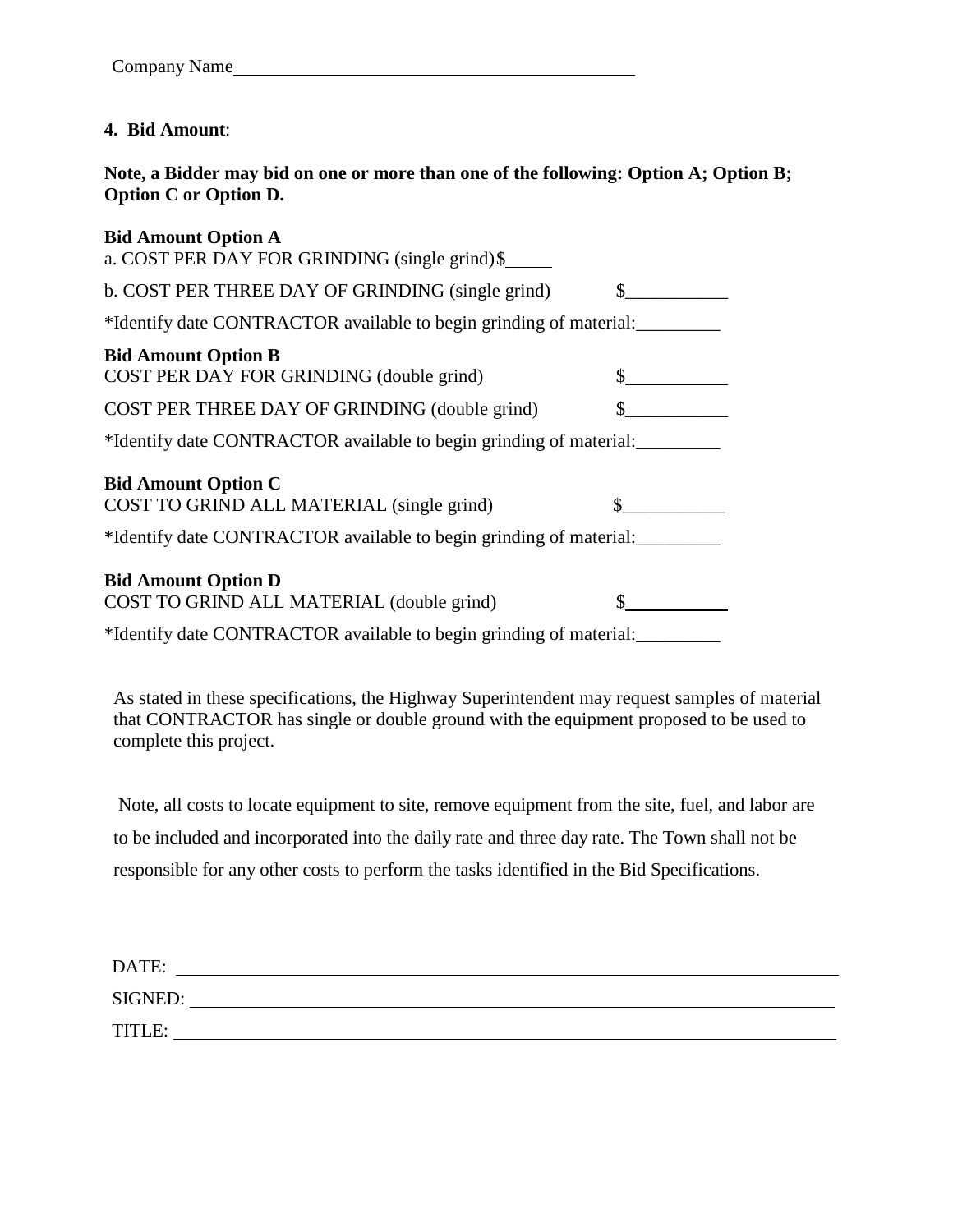Company Name\_\_\_\_\_\_\_\_\_\_\_\_\_\_\_\_\_\_\_\_\_\_\_\_\_\_\_\_\_\_\_\_\_\_\_\_\_\_\_\_\_\_\_\_\_\_

**4. Bid Amount**:

**Note, a Bidder may bid on one or more than one of the following: Option A; Option B; Option C or Option D.**

**Bid Amount Option A**

a. COST PER DAY FOR GRINDING (single grind)$\_\_\_\_\_

b. COST PER THREE DAY OF GRINDING (single grind) $\_\_\_\_\_\_\_\_\_\_\_

*Identify date CONTRACTOR available to begin grinding of material:\_\_\_\_\_\_\_\_\_

**Bid Amount Option B**

COST PER DAY FOR GRINDING (double grind) $\_\_\_\_\_\_\_\_\_\_\_

COST PER THREE DAY OF GRINDING (double grind) $\_\_\_\_\_\_\_\_\_\_\_

*Identify date CONTRACTOR available to begin grinding of material:\_\_\_\_\_\_\_\_\_

**Bid Amount Option C**

COST TO GRIND ALL MATERIAL (single grind) $\_\_\_\_\_\_\_\_\_\_\_

*Identify date CONTRACTOR available to begin grinding of material:\_\_\_\_\_\_\_\_\_

**Bid Amount Option D**

COST TO GRIND ALL MATERIAL (double grind) $\_\_\_\_\_\_\_\_\_\_\_

*Identify date CONTRACTOR available to begin grinding of material:\_\_\_\_\_\_\_\_\_

As stated in these specifications, the Highway Superintendent may request samples of material that CONTRACTOR has single or double ground with the equipment proposed to be used to complete this project.

Note, all costs to locate equipment to site, remove equipment from the site, fuel, and labor are to be included and incorporated into the daily rate and three day rate. The Town shall not be responsible for any other costs to perform the tasks identified in the Bid Specifications.

DATE: \_\_\_\_\_\_\_\_\_\_\_\_\_\_\_\_\_\_\_\_\_\_\_\_\_\_\_\_\_\_\_\_\_\_\_\_\_\_\_\_\_\_\_\_\_\_\_\_\_\_\_\_\_\_\_\_

SIGNED: \_\_\_\_\_\_\_\_\_\_\_\_\_\_\_\_\_\_\_\_\_\_\_\_\_\_\_\_\_\_\_\_\_\_\_\_\_\_\_\_\_\_\_\_\_\_\_\_\_\_\_\_\_\_

TITLE: \_\_\_\_\_\_\_\_\_\_\_\_\_\_\_\_\_\_\_\_\_\_\_\_\_\_\_\_\_\_\_\_\_\_\_\_\_\_\_\_\_\_\_\_\_\_\_\_\_\_\_\_\_\_\_\_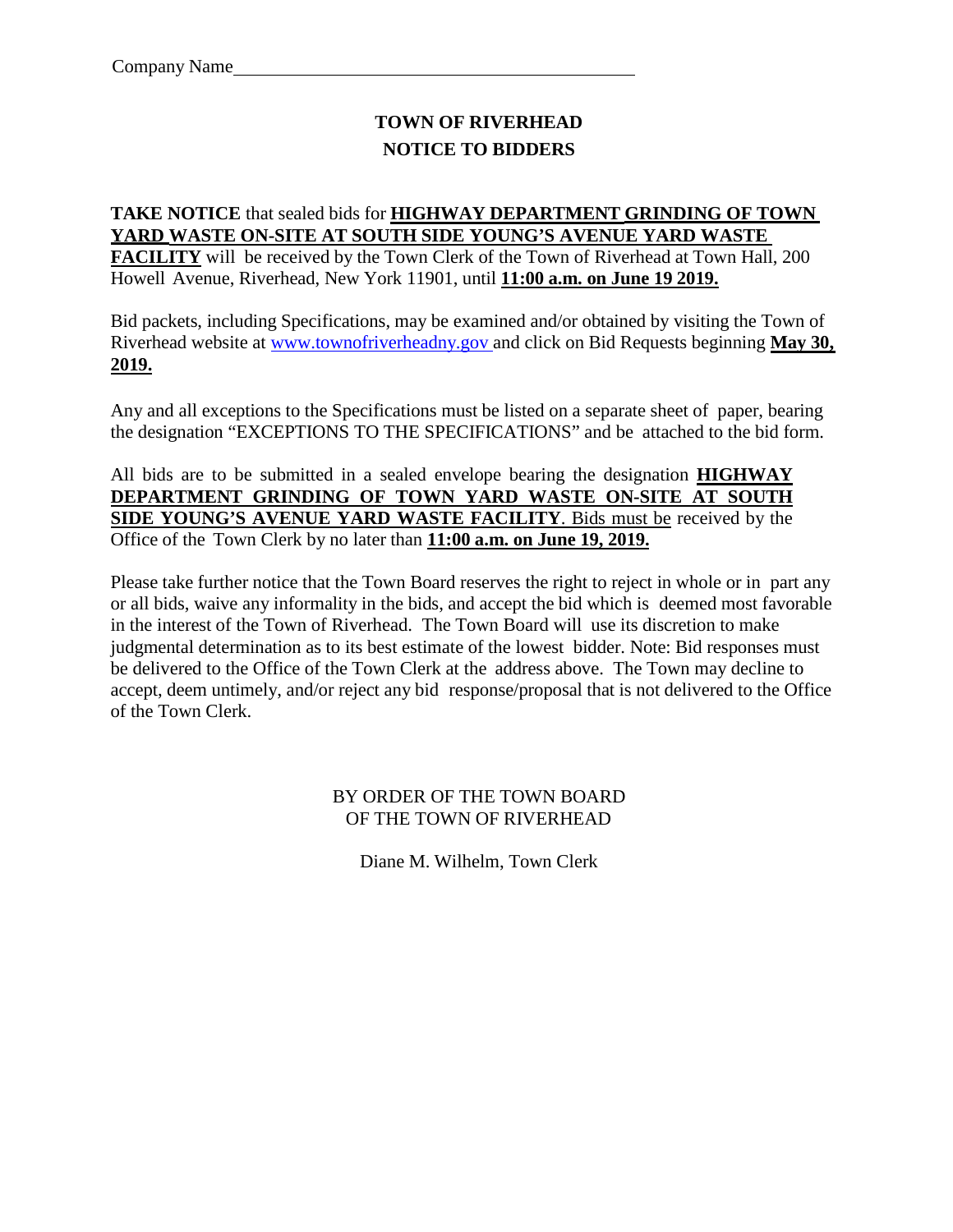Company Name\_\_\_\_\_\_\_\_\_\_\_\_\_\_\_\_\_\_\_\_\_\_\_\_\_\_\_\_\_\_\_\_\_\_\_\_\_\_\_\_

# TOWN OF RIVERHEAD
# NOTICE TO BIDDERS

**TAKE NOTICE** that sealed bids for **HIGHWAY DEPARTMENT GRINDING OF TOWN YARD WASTE ON-SITE AT SOUTH SIDE YOUNG'S AVENUE YARD WASTE FACILITY** will be received by the Town Clerk of the Town of Riverhead at Town Hall, 200 Howell Avenue, Riverhead, New York 11901, until **11:00 a.m. on June 19 2019.**

Bid packets, including Specifications, may be examined and/or obtained by visiting the Town of Riverhead website at www.townofriverheadny.gov and click on Bid Requests beginning **May 30, 2019.**

Any and all exceptions to the Specifications must be listed on a separate sheet of paper, bearing the designation "EXCEPTIONS TO THE SPECIFICATIONS" and be attached to the bid form.

All bids are to be submitted in a sealed envelope bearing the designation **HIGHWAY DEPARTMENT GRINDING OF TOWN YARD WASTE ON-SITE AT SOUTH SIDE YOUNG'S AVENUE YARD WASTE FACILITY**. Bids must be received by the Office of the Town Clerk by no later than **11:00 a.m. on June 19, 2019.**

Please take further notice that the Town Board reserves the right to reject in whole or in part any or all bids, waive any informality in the bids, and accept the bid which is deemed most favorable in the interest of the Town of Riverhead. The Town Board will use its discretion to make judgmental determination as to its best estimate of the lowest bidder. Note: Bid responses must be delivered to the Office of the Town Clerk at the address above. The Town may decline to accept, deem untimely, and/or reject any bid response/proposal that is not delivered to the Office of the Town Clerk.

BY ORDER OF THE TOWN BOARD
OF THE TOWN OF RIVERHEAD

Diane M. Wilhelm, Town Clerk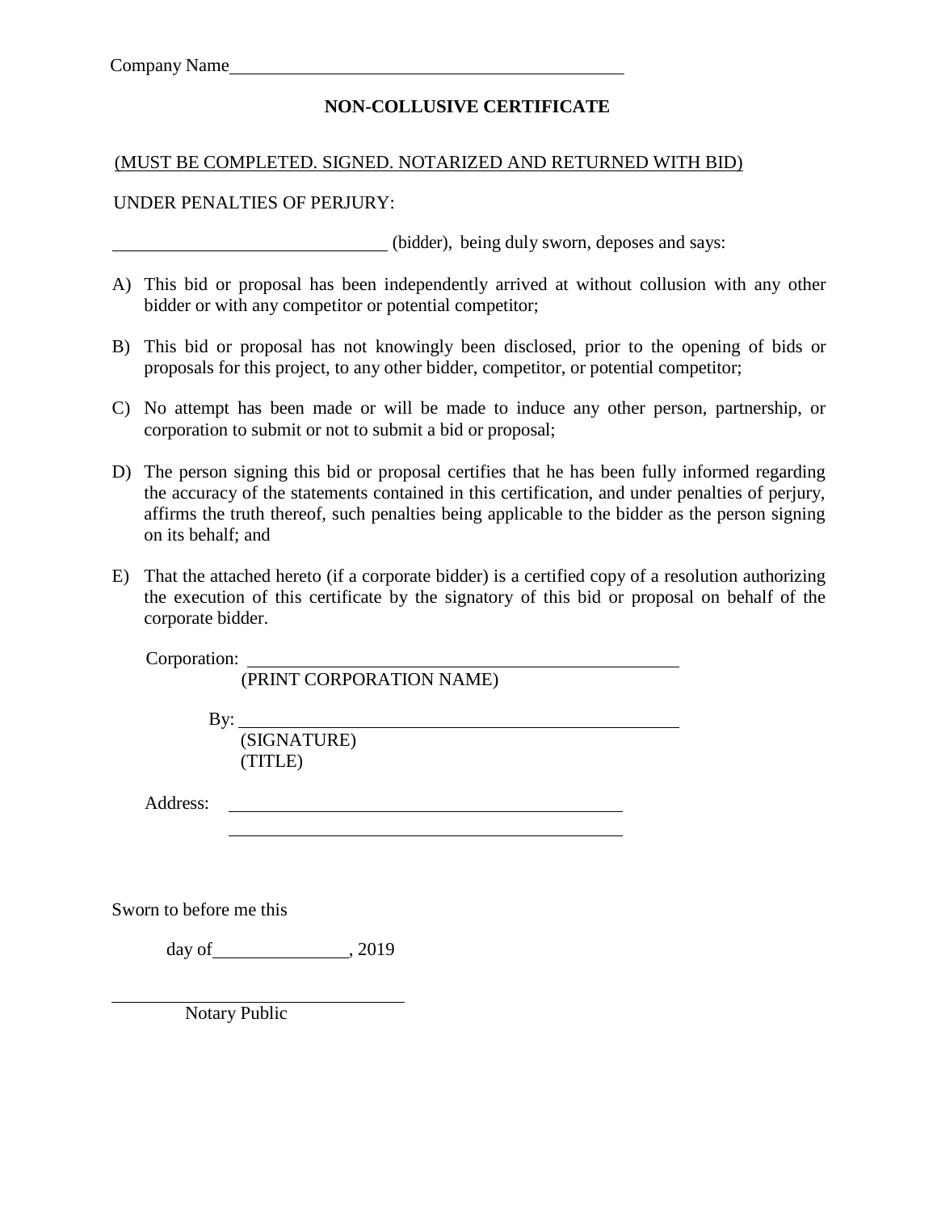Company Name\_\_\_\_\_\_\_\_\_\_\_\_\_\_\_\_\_\_\_\_\_\_\_\_\_\_\_\_\_\_\_\_\_\_\_\_\_\_\_\_

## NON-COLLUSIVE CERTIFICATE

<u>(MUST BE COMPLETED. SIGNED. NOTARIZED AND RETURNED WITH BID)</u>

UNDER PENALTIES OF PERJURY:

\_\_\_\_\_\_\_\_\_\_\_\_\_\_\_\_\_\_\_\_\_\_\_\_\_\_\_\_ (bidder), being duly sworn, deposes and says:

A) This bid or proposal has been independently arrived at without collusion with any other bidder or with any competitor or potential competitor;

B) This bid or proposal has not knowingly been disclosed, prior to the opening of bids or proposals for this project, to any other bidder, competitor, or potential competitor;

C) No attempt has been made or will be made to induce any other person, partnership, or corporation to submit or not to submit a bid or proposal;

D) The person signing this bid or proposal certifies that he has been fully informed regarding the accuracy of the statements contained in this certification, and under penalties of perjury, affirms the truth thereof, such penalties being applicable to the bidder as the person signing on its behalf; and

E) That the attached hereto (if a corporate bidder) is a certified copy of a resolution authorizing the execution of this certificate by the signatory of this bid or proposal on behalf of the corporate bidder.

Corporation: \_\_\_\_\_\_\_\_\_\_\_\_\_\_\_\_\_\_\_\_\_\_\_\_\_\_\_\_\_\_\_\_\_\_\_\_\_\_\_\_
(PRINT CORPORATION NAME)

By: \_\_\_\_\_\_\_\_\_\_\_\_\_\_\_\_\_\_\_\_\_\_\_\_\_\_\_\_\_\_\_\_\_\_\_\_\_\_\_\_
(SIGNATURE)
(TITLE)

Address: \_\_\_\_\_\_\_\_\_\_\_\_\_\_\_\_\_\_\_\_\_\_\_\_\_\_\_\_\_\_\_\_\_\_\_\_\_\_\_\_
\_\_\_\_\_\_\_\_\_\_\_\_\_\_\_\_\_\_\_\_\_\_\_\_\_\_\_\_\_\_\_\_\_\_\_\_\_\_\_\_

Sworn to before me this

day of\_\_\_\_\_\_\_\_\_\_\_\_\_\_\_, 2019

\_\_\_\_\_\_\_\_\_\_\_\_\_\_\_\_\_\_\_\_\_\_\_\_\_\_\_\_\_\_
Notary Public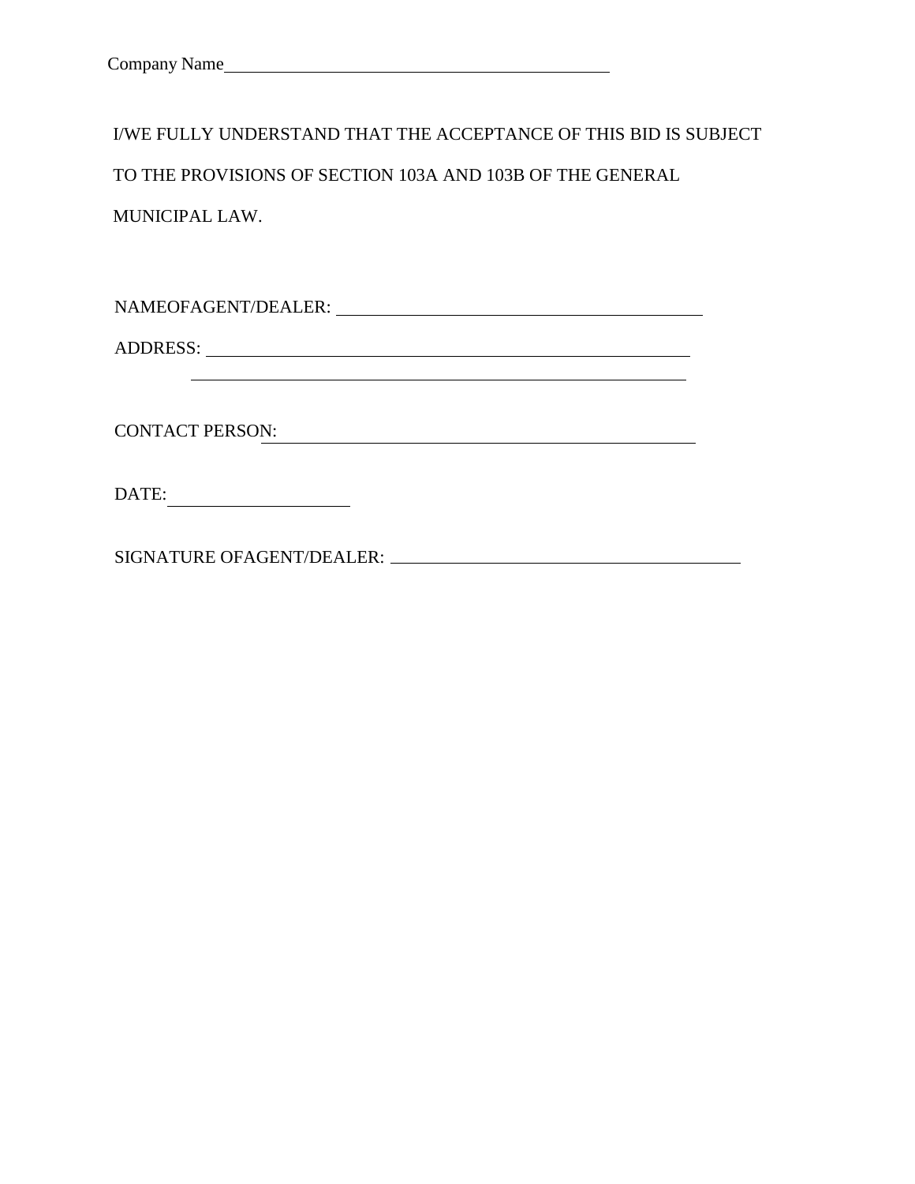Company Name______________________________________________

I/WE FULLY UNDERSTAND THAT THE ACCEPTANCE OF THIS BID IS SUBJECT TO THE PROVISIONS OF SECTION 103A AND 103B OF THE GENERAL MUNICIPAL LAW.

NAMEOFAGENT/DEALER: ________________________________________

ADDRESS: ________________________________________________________

________________________________________________________

CONTACT PERSON: ________________________________________________

DATE: _____________________

SIGNATURE OFAGENT/DEALER: ____________________________________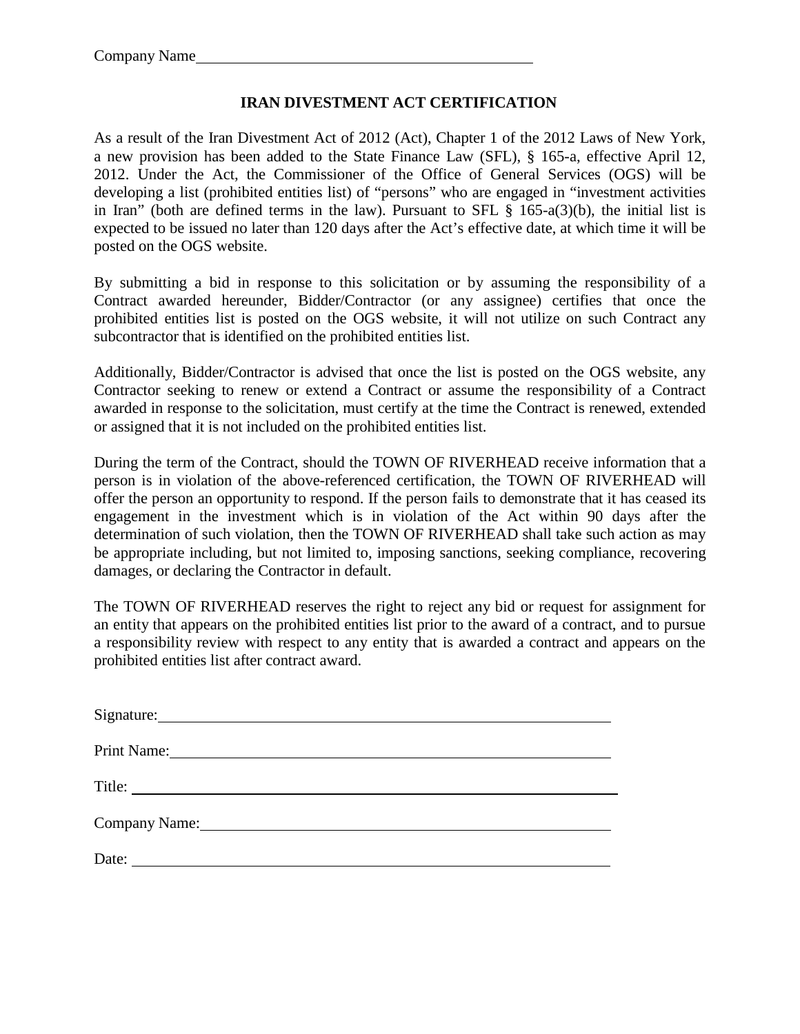Company Name\_\_\_\_\_\_\_\_\_\_\_\_\_\_\_\_\_\_\_\_\_\_\_\_\_\_\_\_\_\_\_\_\_\_\_\_\_\_\_\_

## IRAN DIVESTMENT ACT CERTIFICATION

As a result of the Iran Divestment Act of 2012 (Act), Chapter 1 of the 2012 Laws of New York, a new provision has been added to the State Finance Law (SFL), § 165-a, effective April 12, 2012. Under the Act, the Commissioner of the Office of General Services (OGS) will be developing a list (prohibited entities list) of "persons" who are engaged in "investment activities in Iran" (both are defined terms in the law). Pursuant to SFL § 165-a(3)(b), the initial list is expected to be issued no later than 120 days after the Act's effective date, at which time it will be posted on the OGS website.

By submitting a bid in response to this solicitation or by assuming the responsibility of a Contract awarded hereunder, Bidder/Contractor (or any assignee) certifies that once the prohibited entities list is posted on the OGS website, it will not utilize on such Contract any subcontractor that is identified on the prohibited entities list.

Additionally, Bidder/Contractor is advised that once the list is posted on the OGS website, any Contractor seeking to renew or extend a Contract or assume the responsibility of a Contract awarded in response to the solicitation, must certify at the time the Contract is renewed, extended or assigned that it is not included on the prohibited entities list.

During the term of the Contract, should the TOWN OF RIVERHEAD receive information that a person is in violation of the above-referenced certification, the TOWN OF RIVERHEAD will offer the person an opportunity to respond. If the person fails to demonstrate that it has ceased its engagement in the investment which is in violation of the Act within 90 days after the determination of such violation, then the TOWN OF RIVERHEAD shall take such action as may be appropriate including, but not limited to, imposing sanctions, seeking compliance, recovering damages, or declaring the Contractor in default.

The TOWN OF RIVERHEAD reserves the right to reject any bid or request for assignment for an entity that appears on the prohibited entities list prior to the award of a contract, and to pursue a responsibility review with respect to any entity that is awarded a contract and appears on the prohibited entities list after contract award.

Signature:\_\_\_\_\_\_\_\_\_\_\_\_\_\_\_\_\_\_\_\_\_\_\_\_\_\_\_\_\_\_\_\_\_\_\_\_\_\_\_\_\_\_\_\_\_\_\_\_\_\_

Print Name:\_\_\_\_\_\_\_\_\_\_\_\_\_\_\_\_\_\_\_\_\_\_\_\_\_\_\_\_\_\_\_\_\_\_\_\_\_\_\_\_\_\_\_\_\_\_\_\_\_

Title: \_\_\_\_\_\_\_\_\_\_\_\_\_\_\_\_\_\_\_\_\_\_\_\_\_\_\_\_\_\_\_\_\_\_\_\_\_\_\_\_\_\_\_\_\_\_\_\_\_\_\_\_\_\_

Company Name:\_\_\_\_\_\_\_\_\_\_\_\_\_\_\_\_\_\_\_\_\_\_\_\_\_\_\_\_\_\_\_\_\_\_\_\_\_\_\_\_\_\_\_\_\_\_\_

Date: \_\_\_\_\_\_\_\_\_\_\_\_\_\_\_\_\_\_\_\_\_\_\_\_\_\_\_\_\_\_\_\_\_\_\_\_\_\_\_\_\_\_\_\_\_\_\_\_\_\_\_\_\_\_